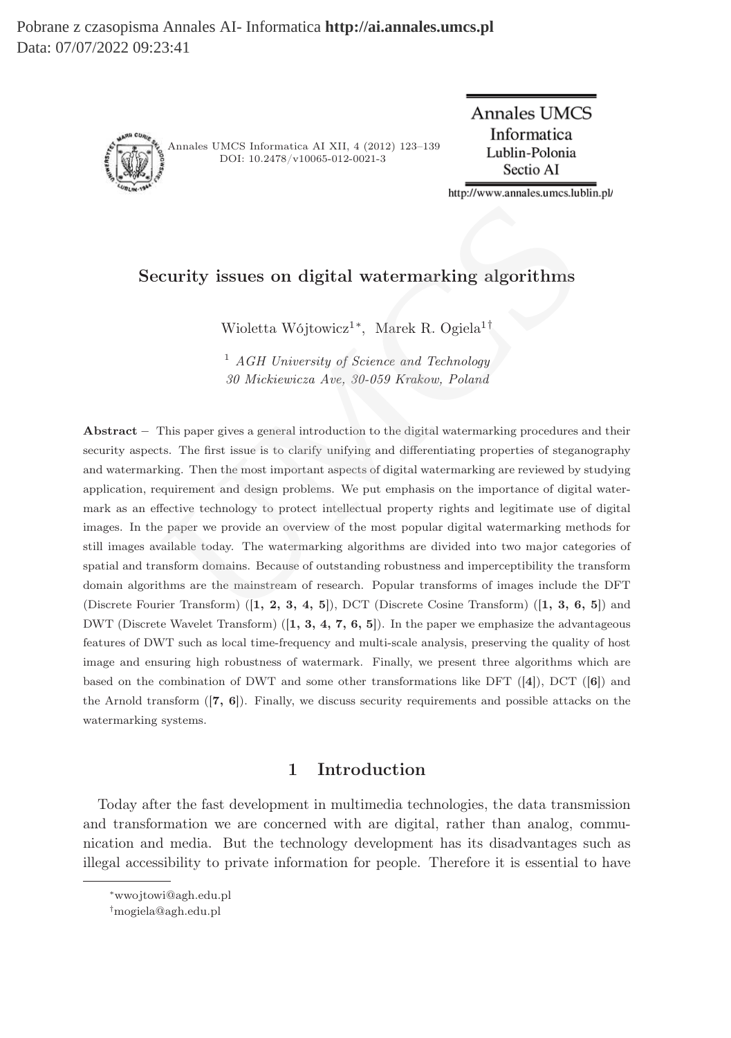# Security issues on digital watermarking algorithms

Wioletta Wójtowicz[1]*, Marek R. Ogiela[1]†

[1] *AGH University of Science and Technology*
*30 Mickiewicza Ave, 30-059 Krakow, Poland*

**Abstract** – This paper gives a general introduction to the digital watermarking procedures and their security aspects. The first issue is to clarify unifying and differentiating properties of steganography and watermarking. Then the most important aspects of digital watermarking are reviewed by studying application, requirement and design problems. We put emphasis on the importance of digital watermark as an effective technology to protect intellectual property rights and legitimate use of digital images. In the paper we provide an overview of the most popular digital watermarking methods for still images available today. The watermarking algorithms are divided into two major categories of spatial and transform domains. Because of outstanding robustness and imperceptibility the transform domain algorithms are the mainstream of research. Popular transforms of images include the DFT (Discrete Fourier Transform) ([**1, 2, 3, 4, 5**]), DCT (Discrete Cosine Transform) ([**1, 3, 6, 5**]) and DWT (Discrete Wavelet Transform) ([**1, 3, 4, 7, 6, 5**]). In the paper we emphasize the advantageous features of DWT such as local time-frequency and multi-scale analysis, preserving the quality of host image and ensuring high robustness of watermark. Finally, we present three algorithms which are based on the combination of DWT and some other transformations like DFT ([**4**]), DCT ([**6**]) and the Arnold transform ([**7, 6**]). Finally, we discuss security requirements and possible attacks on the watermarking systems.

## 1 Introduction

Today after the fast development in multimedia technologies, the data transmission and transformation we are concerned with are digital, rather than analog, communication and media. But the technology development has its disadvantages such as illegal accessibility to private information for people. Therefore it is essential to have

*wwojtowi@agh.edu.pl

†mogiela@agh.edu.pl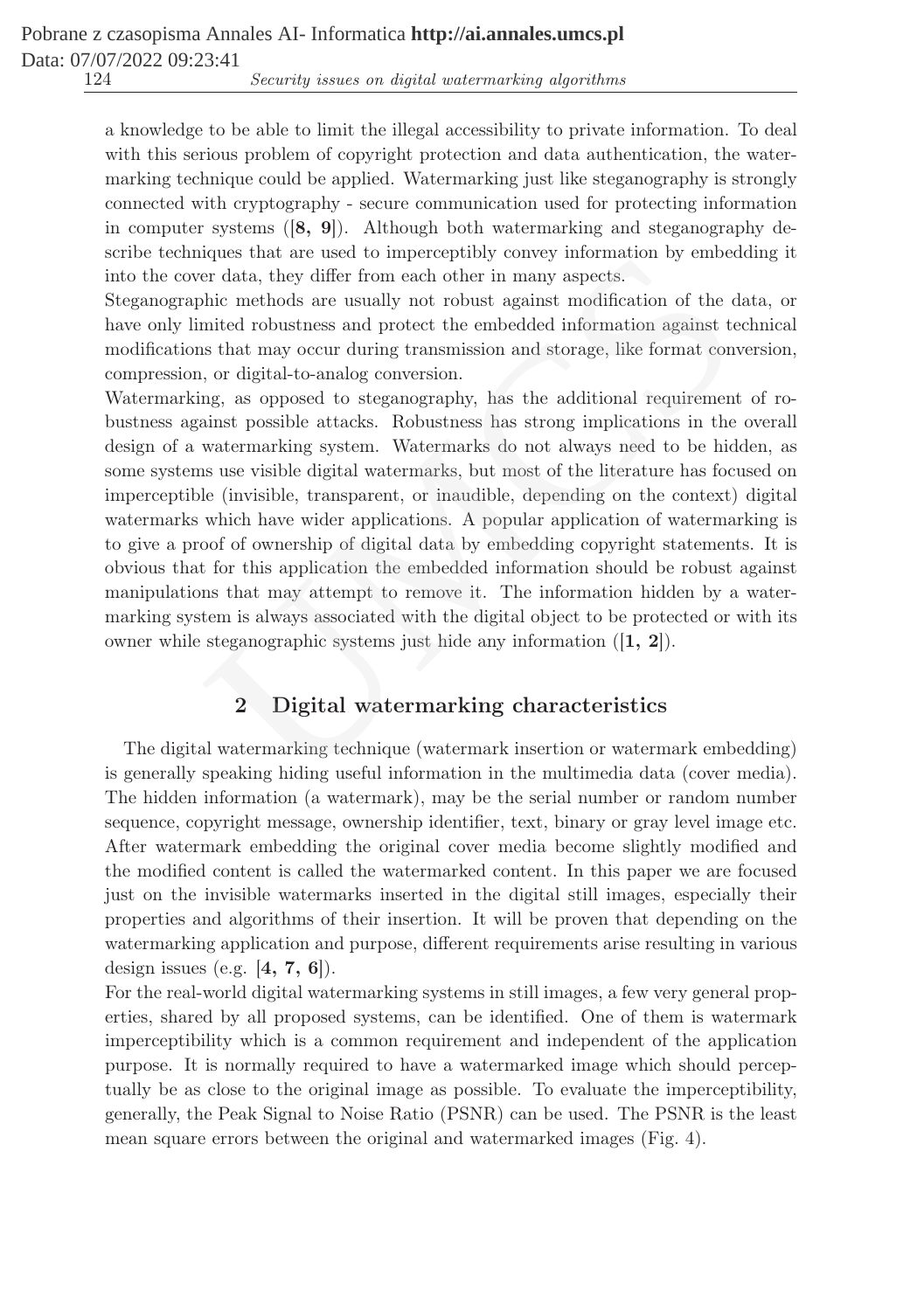a knowledge to be able to limit the illegal accessibility to private information. To deal with this serious problem of copyright protection and data authentication, the watermarking technique could be applied. Watermarking just like steganography is strongly connected with cryptography - secure communication used for protecting information in computer systems (**[8, 9]**). Although both watermarking and steganography describe techniques that are used to imperceptibly convey information by embedding it into the cover data, they differ from each other in many aspects.

Steganographic methods are usually not robust against modification of the data, or have only limited robustness and protect the embedded information against technical modifications that may occur during transmission and storage, like format conversion, compression, or digital-to-analog conversion.

Watermarking, as opposed to steganography, has the additional requirement of robustness against possible attacks. Robustness has strong implications in the overall design of a watermarking system. Watermarks do not always need to be hidden, as some systems use visible digital watermarks, but most of the literature has focused on imperceptible (invisible, transparent, or inaudible, depending on the context) digital watermarks which have wider applications. A popular application of watermarking is to give a proof of ownership of digital data by embedding copyright statements. It is obvious that for this application the embedded information should be robust against manipulations that may attempt to remove it. The information hidden by a watermarking system is always associated with the digital object to be protected or with its owner while steganographic systems just hide any information (**[1, 2]**).

## 2 Digital watermarking characteristics

The digital watermarking technique (watermark insertion or watermark embedding) is generally speaking hiding useful information in the multimedia data (cover media). The hidden information (a watermark), may be the serial number or random number sequence, copyright message, ownership identifier, text, binary or gray level image etc. After watermark embedding the original cover media become slightly modified and the modified content is called the watermarked content. In this paper we are focused just on the invisible watermarks inserted in the digital still images, especially their properties and algorithms of their insertion. It will be proven that depending on the watermarking application and purpose, different requirements arise resulting in various design issues (e.g. **[4, 7, 6]**).

For the real-world digital watermarking systems in still images, a few very general properties, shared by all proposed systems, can be identified. One of them is watermark imperceptibility which is a common requirement and independent of the application purpose. It is normally required to have a watermarked image which should perceptually be as close to the original image as possible. To evaluate the imperceptibility, generally, the Peak Signal to Noise Ratio (PSNR) can be used. The PSNR is the least mean square errors between the original and watermarked images (Fig. 4).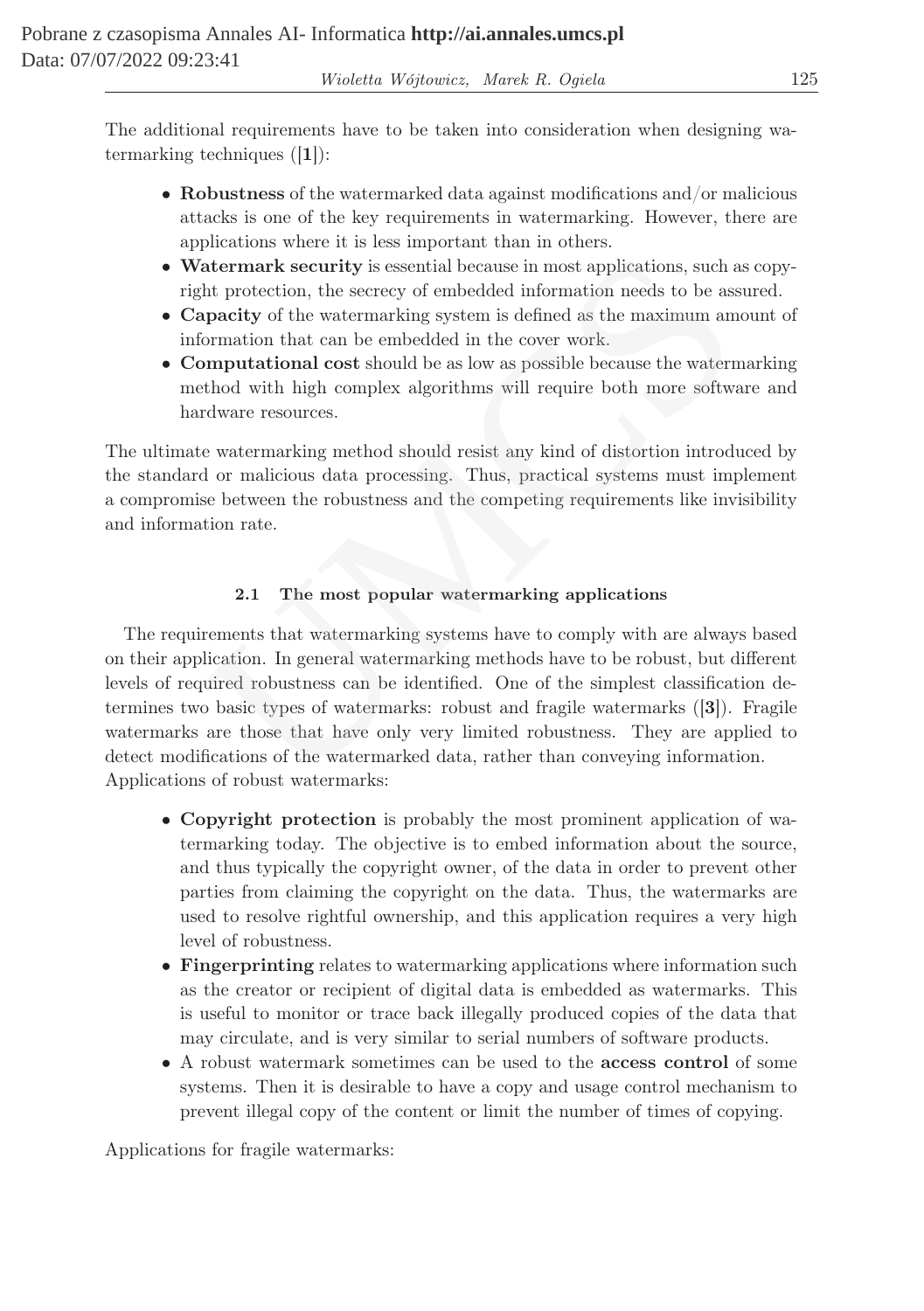The additional requirements have to be taken into consideration when designing watermarking techniques ([**1**]):

- **Robustness** of the watermarked data against modifications and/or malicious attacks is one of the key requirements in watermarking. However, there are applications where it is less important than in others.
- **Watermark security** is essential because in most applications, such as copyright protection, the secrecy of embedded information needs to be assured.
- **Capacity** of the watermarking system is defined as the maximum amount of information that can be embedded in the cover work.
- **Computational cost** should be as low as possible because the watermarking method with high complex algorithms will require both more software and hardware resources.

The ultimate watermarking method should resist any kind of distortion introduced by the standard or malicious data processing. Thus, practical systems must implement a compromise between the robustness and the competing requirements like invisibility and information rate.

### 2.1 The most popular watermarking applications

The requirements that watermarking systems have to comply with are always based on their application. In general watermarking methods have to be robust, but different levels of required robustness can be identified. One of the simplest classification determines two basic types of watermarks: robust and fragile watermarks ([**3**]). Fragile watermarks are those that have only very limited robustness. They are applied to detect modifications of the watermarked data, rather than conveying information.
Applications of robust watermarks:

- **Copyright protection** is probably the most prominent application of watermarking today. The objective is to embed information about the source, and thus typically the copyright owner, of the data in order to prevent other parties from claiming the copyright on the data. Thus, the watermarks are used to resolve rightful ownership, and this application requires a very high level of robustness.
- **Fingerprinting** relates to watermarking applications where information such as the creator or recipient of digital data is embedded as watermarks. This is useful to monitor or trace back illegally produced copies of the data that may circulate, and is very similar to serial numbers of software products.
- A robust watermark sometimes can be used to the **access control** of some systems. Then it is desirable to have a copy and usage control mechanism to prevent illegal copy of the content or limit the number of times of copying.

Applications for fragile watermarks: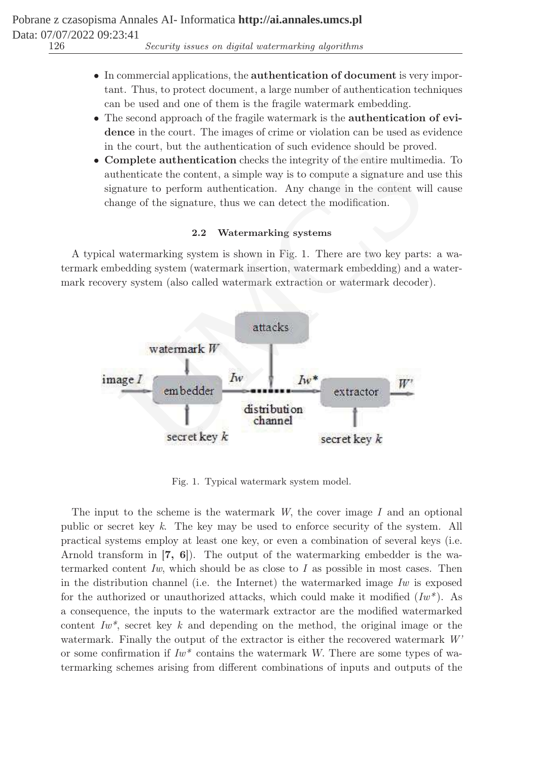- In commercial applications, the **authentication of document** is very important. Thus, to protect document, a large number of authentication techniques can be used and one of them is the fragile watermark embedding.
- The second approach of the fragile watermark is the **authentication of evidence** in the court. The images of crime or violation can be used as evidence in the court, but the authentication of such evidence should be proved.
- **Complete authentication** checks the integrity of the entire multimedia. To authenticate the content, a simple way is to compute a signature and use this signature to perform authentication. Any change in the content will cause change of the signature, thus we can detect the modification.

### 2.2 Watermarking systems

A typical watermarking system is shown in Fig. 1. There are two key parts: a watermark embedding system (watermark insertion, watermark embedding) and a watermark recovery system (also called watermark extraction or watermark decoder).

attacks

watermark $W$

image $I$

embedder

$Iw$

$Iw^*$

extractor

$W'$

distribution channel

secret key $k$

secret key $k$

Fig. 1. Typical watermark system model.

The input to the scheme is the watermark $W$, the cover image $I$ and an optional public or secret key $k$. The key may be used to enforce security of the system. All practical systems employ at least one key, or even a combination of several keys (i.e. Arnold transform in [**7, 6**]). The output of the watermarking embedder is the watermarked content $Iw$, which should be as close to $I$ as possible in most cases. Then in the distribution channel (i.e. the Internet) the watermarked image $Iw$ is exposed for the authorized or unauthorized attacks, which could make it modified ($Iw^*$). As a consequence, the inputs to the watermark extractor are the modified watermarked content $Iw^*$, secret key $k$ and depending on the method, the original image or the watermark. Finally the output of the extractor is either the recovered watermark $W'$ or some confirmation if $Iw^*$ contains the watermark $W$. There are some types of watermarking schemes arising from different combinations of inputs and outputs of the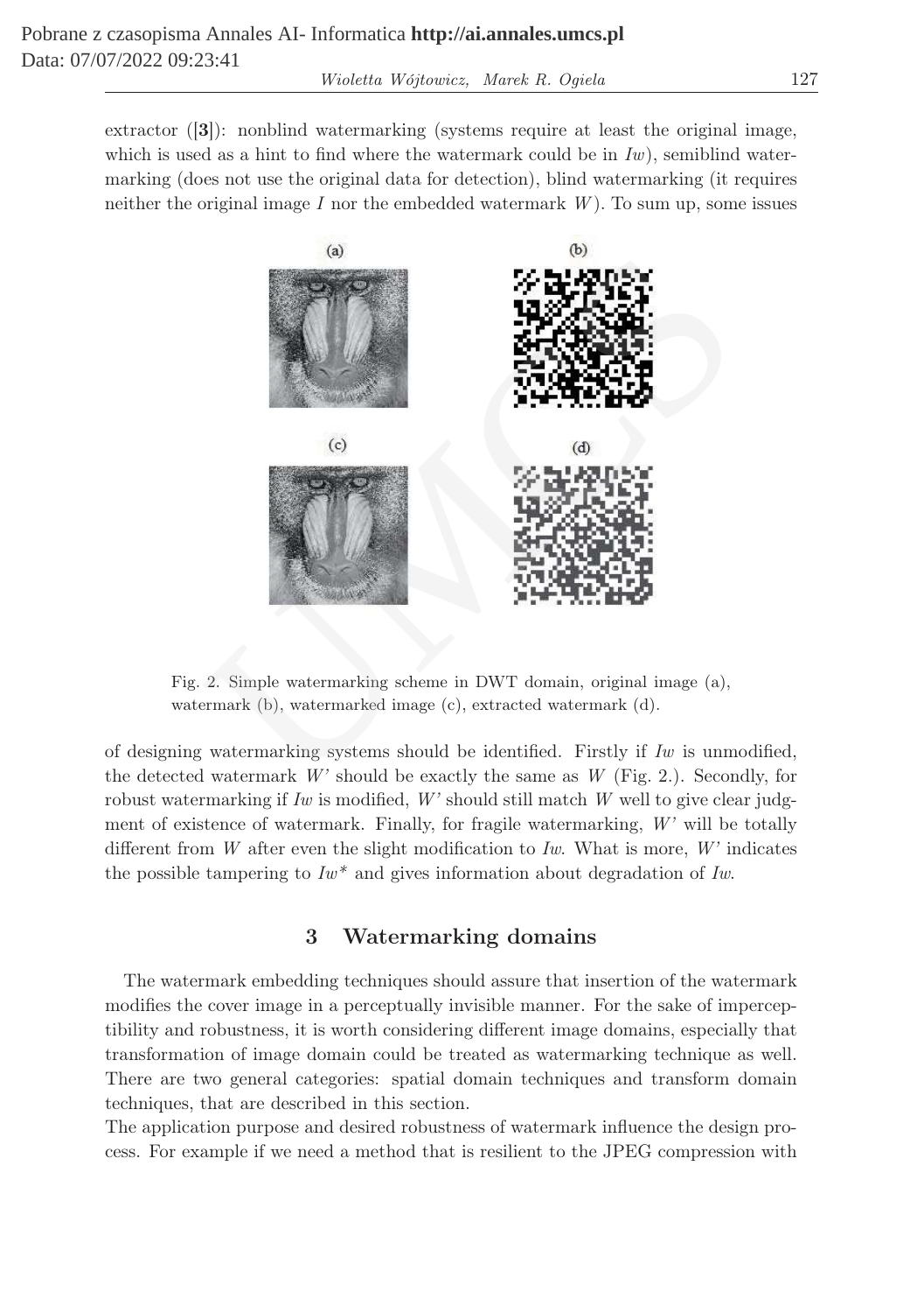extractor ([**3**]): nonblind watermarking (systems require at least the original image, which is used as a hint to find where the watermark could be in $Iw$), semiblind watermarking (does not use the original data for detection), blind watermarking (it requires neither the original image $I$ nor the embedded watermark $W$). To sum up, some issues

Fig. 2. Simple watermarking scheme in DWT domain, original image (a), watermark (b), watermarked image (c), extracted watermark (d).

of designing watermarking systems should be identified. Firstly if $Iw$ is unmodified, the detected watermark $W'$ should be exactly the same as $W$ (Fig. 2.). Secondly, for robust watermarking if $Iw$ is modified, $W'$ should still match $W$ well to give clear judgment of existence of watermark. Finally, for fragile watermarking, $W'$ will be totally different from $W$ after even the slight modification to $Iw$. What is more, $W'$ indicates the possible tampering to $Iw^*$ and gives information about degradation of $Iw$.

## 3 Watermarking domains

The watermark embedding techniques should assure that insertion of the watermark modifies the cover image in a perceptually invisible manner. For the sake of imperceptibility and robustness, it is worth considering different image domains, especially that transformation of image domain could be treated as watermarking technique as well. There are two general categories: spatial domain techniques and transform domain techniques, that are described in this section.

The application purpose and desired robustness of watermark influence the design process. For example if we need a method that is resilient to the JPEG compression with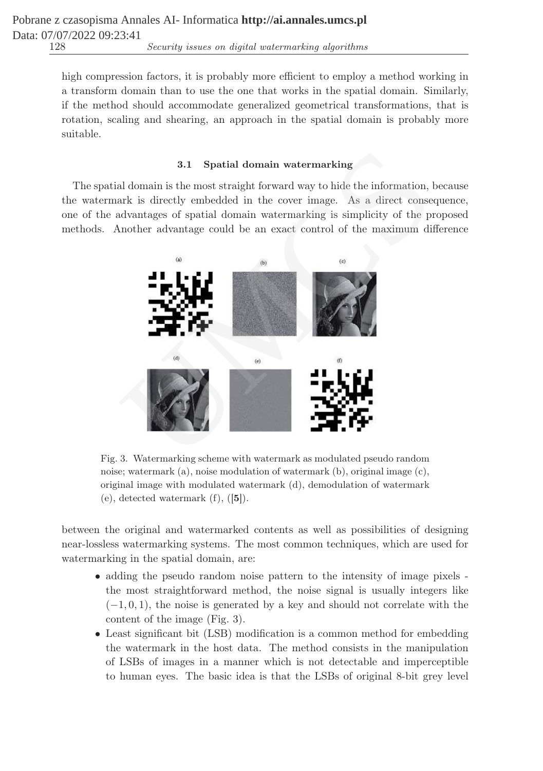high compression factors, it is probably more efficient to employ a method working in a transform domain than to use the one that works in the spatial domain. Similarly, if the method should accommodate generalized geometrical transformations, that is rotation, scaling and shearing, an approach in the spatial domain is probably more suitable.

### 3.1 Spatial domain watermarking

The spatial domain is the most straight forward way to hide the information, because the watermark is directly embedded in the cover image. As a direct consequence, one of the advantages of spatial domain watermarking is simplicity of the proposed methods. Another advantage could be an exact control of the maximum difference

Fig. 3. Watermarking scheme with watermark as modulated pseudo random noise; watermark (a), noise modulation of watermark (b), original image (c), original image with modulated watermark (d), demodulation of watermark (e), detected watermark (f), ([**5**]).

between the original and watermarked contents as well as possibilities of designing near-lossless watermarking systems. The most common techniques, which are used for watermarking in the spatial domain, are:

- adding the pseudo random noise pattern to the intensity of image pixels - the most straightforward method, the noise signal is usually integers like $(-1, 0, 1)$, the noise is generated by a key and should not correlate with the content of the image (Fig. 3).
- Least significant bit (LSB) modification is a common method for embedding the watermark in the host data. The method consists in the manipulation of LSBs of images in a manner which is not detectable and imperceptible to human eyes. The basic idea is that the LSBs of original 8-bit grey level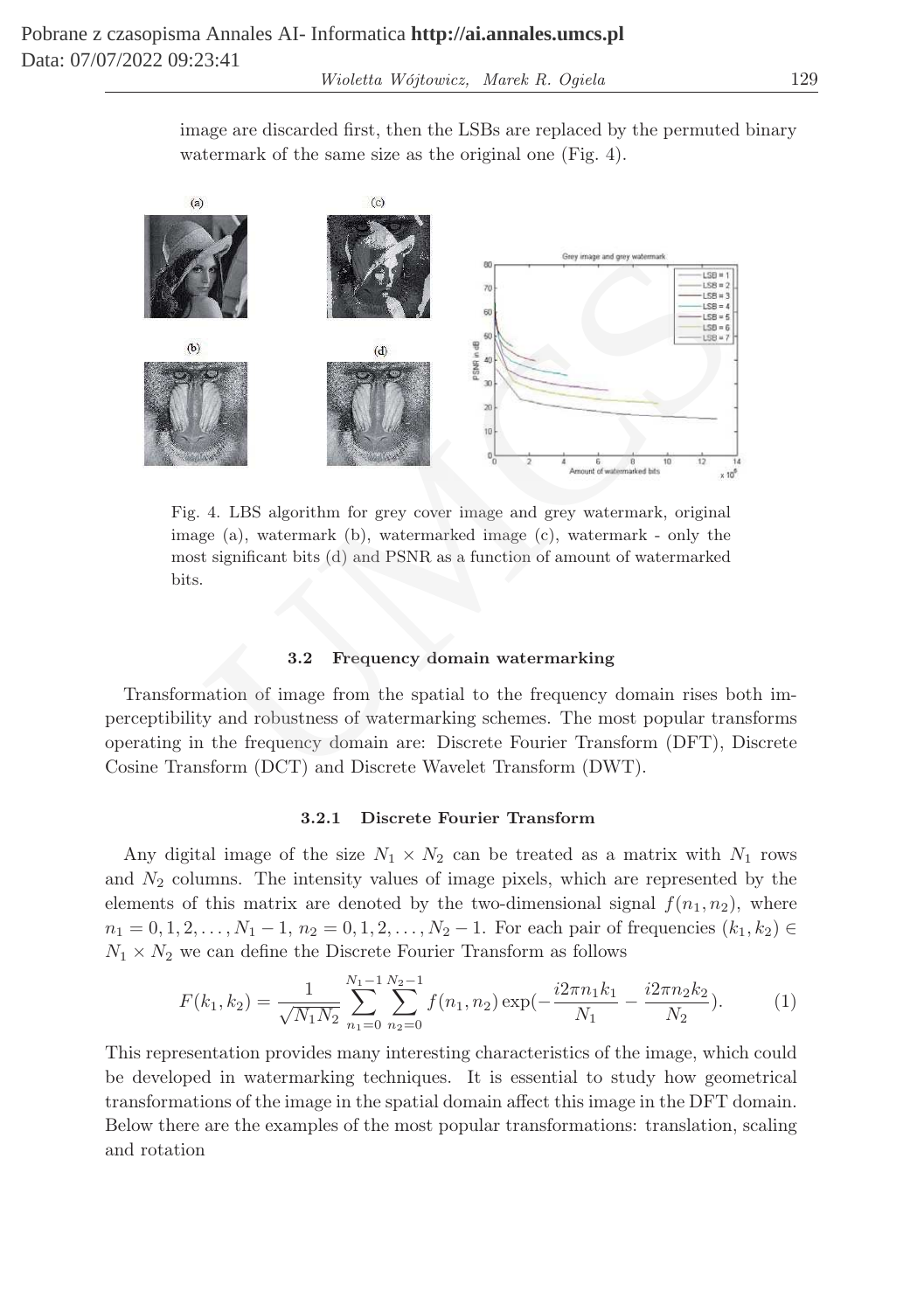image are discarded first, then the LSBs are replaced by the permuted binary watermark of the same size as the original one (Fig. 4).

(a)

(c)

(b)

(d)

Grey image and grey watermark

LSB = 1
LSB = 2
LSB = 3
LSB = 4
LSB = 5
LSB = 6
LSB = 7

PSNR in dB

Amount of watermarked bits

x 10^5

Fig. 4. LBS algorithm for grey cover image and grey watermark, original image (a), watermark (b), watermarked image (c), watermark - only the most significant bits (d) and PSNR as a function of amount of watermarked bits.

### 3.2 Frequency domain watermarking

Transformation of image from the spatial to the frequency domain rises both imperceptibility and robustness of watermarking schemes. The most popular transforms operating in the frequency domain are: Discrete Fourier Transform (DFT), Discrete Cosine Transform (DCT) and Discrete Wavelet Transform (DWT).

#### 3.2.1 Discrete Fourier Transform

Any digital image of the size $N_1 \times N_2$ can be treated as a matrix with $N_1$ rows and $N_2$ columns. The intensity values of image pixels, which are represented by the elements of this matrix are denoted by the two-dimensional signal $f(n_1, n_2)$, where $n_1 = 0, 1, 2, \ldots, N_1 - 1$, $n_2 = 0, 1, 2, \ldots, N_2 - 1$. For each pair of frequencies $(k_1, k_2) \in N_1 \times N_2$ we can define the Discrete Fourier Transform as follows

$$F(k_1, k_2) = \frac{1}{\sqrt{N_1 N_2}} \sum_{n_1=0}^{N_1-1} \sum_{n_2=0}^{N_2-1} f(n_1, n_2) \exp(-\frac{i2\pi n_1 k_1}{N_1} - \frac{i2\pi n_2 k_2}{N_2}). \tag{1}$$

This representation provides many interesting characteristics of the image, which could be developed in watermarking techniques. It is essential to study how geometrical transformations of the image in the spatial domain affect this image in the DFT domain. Below there are the examples of the most popular transformations: translation, scaling and rotation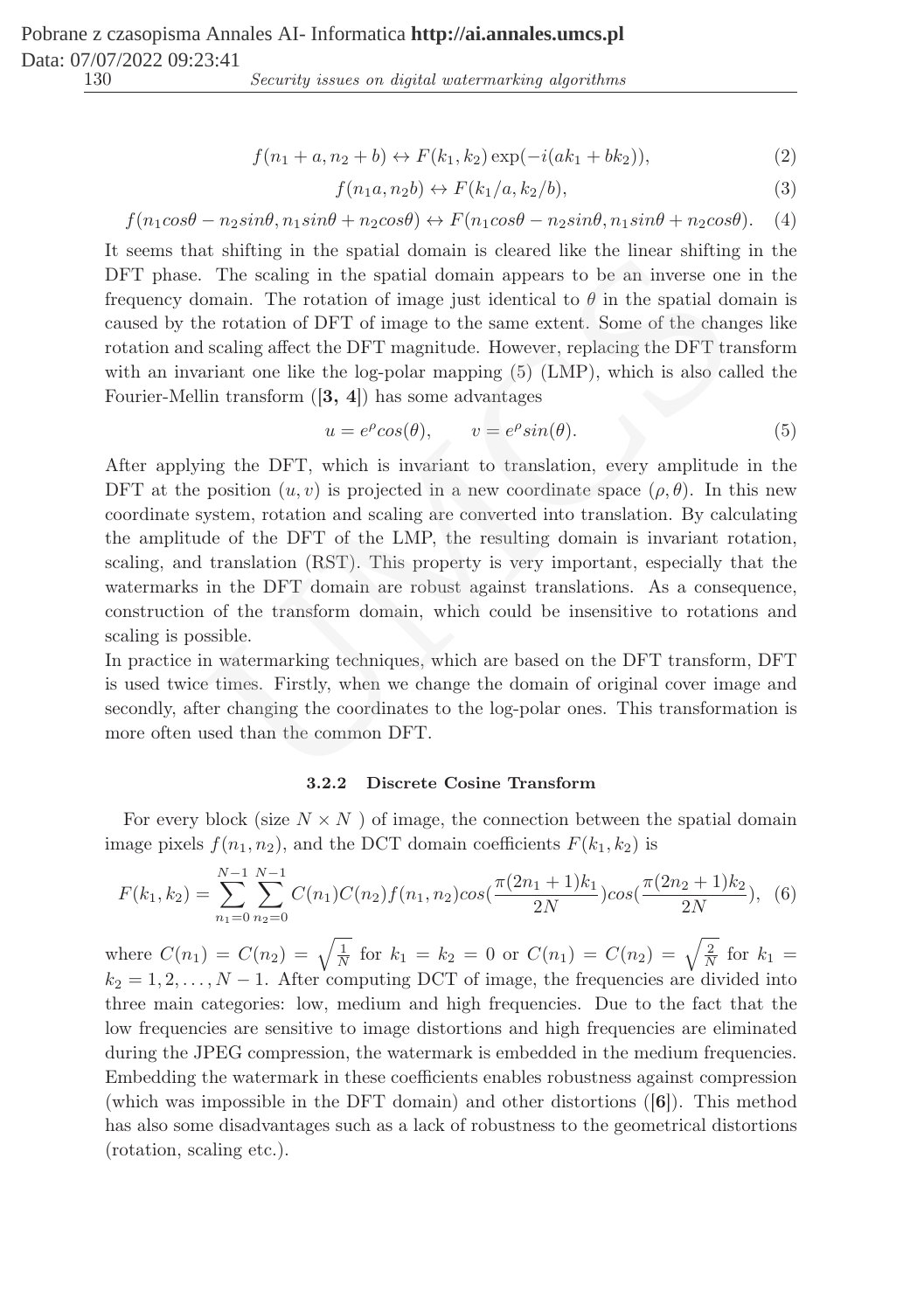$$f(n_1 + a, n_2 + b) \leftrightarrow F(k_1, k_2) \exp(-i(ak_1 + bk_2)), \tag{2}$$

$$f(n_1 a, n_2 b) \leftrightarrow F(k_1/a, k_2/b), \tag{3}$$

$$f(n_1 cos\theta - n_2 sin\theta, n_1 sin\theta + n_2 cos\theta) \leftrightarrow F(n_1 cos\theta - n_2 sin\theta, n_1 sin\theta + n_2 cos\theta). \tag{4}$$

It seems that shifting in the spatial domain is cleared like the linear shifting in the DFT phase. The scaling in the spatial domain appears to be an inverse one in the frequency domain. The rotation of image just identical to $\theta$ in the spatial domain is caused by the rotation of DFT of image to the same extent. Some of the changes like rotation and scaling affect the DFT magnitude. However, replacing the DFT transform with an invariant one like the log-polar mapping (5) (LMP), which is also called the Fourier-Mellin transform (**[3, 4]**) has some advantages

$$u = e^{\rho} cos(\theta), \qquad v = e^{\rho} sin(\theta). \tag{5}$$

After applying the DFT, which is invariant to translation, every amplitude in the DFT at the position $(u, v)$ is projected in a new coordinate space $(\rho, \theta)$. In this new coordinate system, rotation and scaling are converted into translation. By calculating the amplitude of the DFT of the LMP, the resulting domain is invariant rotation, scaling, and translation (RST). This property is very important, especially that the watermarks in the DFT domain are robust against translations. As a consequence, construction of the transform domain, which could be insensitive to rotations and scaling is possible.

In practice in watermarking techniques, which are based on the DFT transform, DFT is used twice times. Firstly, when we change the domain of original cover image and secondly, after changing the coordinates to the log-polar ones. This transformation is more often used than the common DFT.

#### 3.2.2 Discrete Cosine Transform

For every block (size $N \times N$ ) of image, the connection between the spatial domain image pixels $f(n_1, n_2)$, and the DCT domain coefficients $F(k_1, k_2)$ is

$$F(k_1, k_2) = \sum_{n_1=0}^{N-1} \sum_{n_2=0}^{N-1} C(n_1)C(n_2)f(n_1, n_2)cos(\frac{\pi(2n_1 + 1)k_1}{2N})cos(\frac{\pi(2n_2 + 1)k_2}{2N}), \tag{6}$$

where $C(n_1) = C(n_2) = \sqrt{\frac{1}{N}}$ for $k_1 = k_2 = 0$ or $C(n_1) = C(n_2) = \sqrt{\frac{2}{N}}$ for $k_1 = k_2 = 1, 2, \ldots, N-1$. After computing DCT of image, the frequencies are divided into three main categories: low, medium and high frequencies. Due to the fact that the low frequencies are sensitive to image distortions and high frequencies are eliminated during the JPEG compression, the watermark is embedded in the medium frequencies. Embedding the watermark in these coefficients enables robustness against compression (which was impossible in the DFT domain) and other distortions (**[6]**). This method has also some disadvantages such as a lack of robustness to the geometrical distortions (rotation, scaling etc.).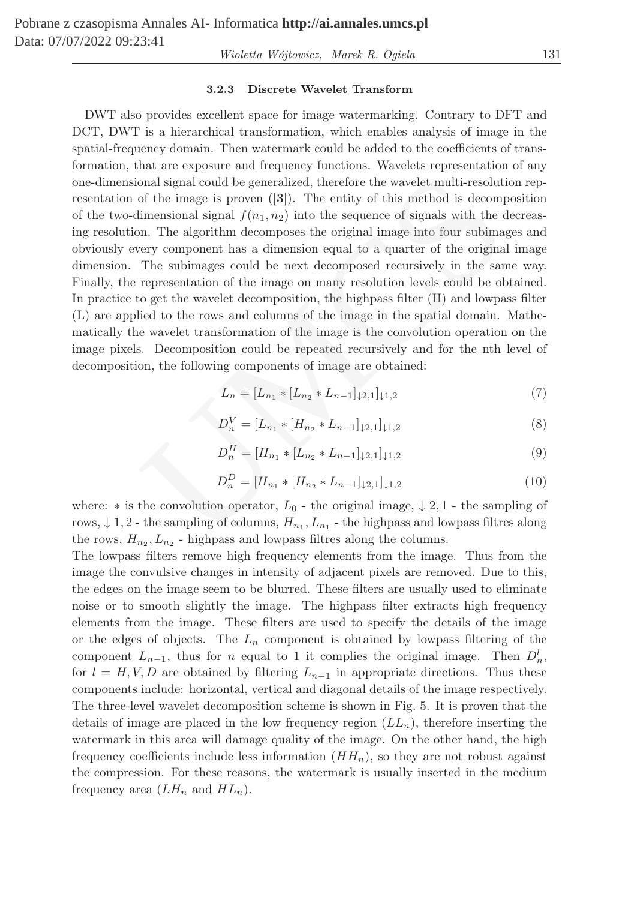### 3.2.3 Discrete Wavelet Transform

DWT also provides excellent space for image watermarking. Contrary to DFT and DCT, DWT is a hierarchical transformation, which enables analysis of image in the spatial-frequency domain. Then watermark could be added to the coefficients of transformation, that are exposure and frequency functions. Wavelets representation of any one-dimensional signal could be generalized, therefore the wavelet multi-resolution representation of the image is proven ([**3**]). The entity of this method is decomposition of the two-dimensional signal $f(n_1, n_2)$ into the sequence of signals with the decreasing resolution. The algorithm decomposes the original image into four subimages and obviously every component has a dimension equal to a quarter of the original image dimension. The subimages could be next decomposed recursively in the same way. Finally, the representation of the image on many resolution levels could be obtained. In practice to get the wavelet decomposition, the highpass filter (H) and lowpass filter (L) are applied to the rows and columns of the image in the spatial domain. Mathematically the wavelet transformation of the image is the convolution operation on the image pixels. Decomposition could be repeated recursively and for the nth level of decomposition, the following components of image are obtained:

$$L_n = [L_{n_1} * [L_{n_2} * L_{n-1}]_{\downarrow 2,1}]_{\downarrow 1,2} \tag{7}$$

$$D_n^V = [L_{n_1} * [H_{n_2} * L_{n-1}]_{\downarrow 2,1}]_{\downarrow 1,2} \tag{8}$$

$$D_n^H = [H_{n_1} * [L_{n_2} * L_{n-1}]_{\downarrow 2,1}]_{\downarrow 1,2} \tag{9}$$

$$D_n^D = [H_{n_1} * [H_{n_2} * L_{n-1}]_{\downarrow 2,1}]_{\downarrow 1,2} \tag{10}$$

where: $*$ is the convolution operator, $L_0$ - the original image, $\downarrow 2, 1$ - the sampling of rows, $\downarrow 1, 2$ - the sampling of columns, $H_{n_1}, L_{n_1}$ - the highpass and lowpass filtres along the rows, $H_{n_2}, L_{n_2}$ - highpass and lowpass filtres along the columns.

The lowpass filters remove high frequency elements from the image. Thus from the image the convulsive changes in intensity of adjacent pixels are removed. Due to this, the edges on the image seem to be blurred. These filters are usually used to eliminate noise or to smooth slightly the image. The highpass filter extracts high frequency elements from the image. These filters are used to specify the details of the image or the edges of objects. The $L_n$ component is obtained by lowpass filtering of the component $L_{n-1}$, thus for $n$ equal to 1 it complies the original image. Then $D_n^l$, for $l = H, V, D$ are obtained by filtering $L_{n-1}$ in appropriate directions. Thus these components include: horizontal, vertical and diagonal details of the image respectively. The three-level wavelet decomposition scheme is shown in Fig. 5. It is proven that the details of image are placed in the low frequency region ($LL_n$), therefore inserting the watermark in this area will damage quality of the image. On the other hand, the high frequency coefficients include less information ($HH_n$), so they are not robust against the compression. For these reasons, the watermark is usually inserted in the medium frequency area ($LH_n$ and $HL_n$).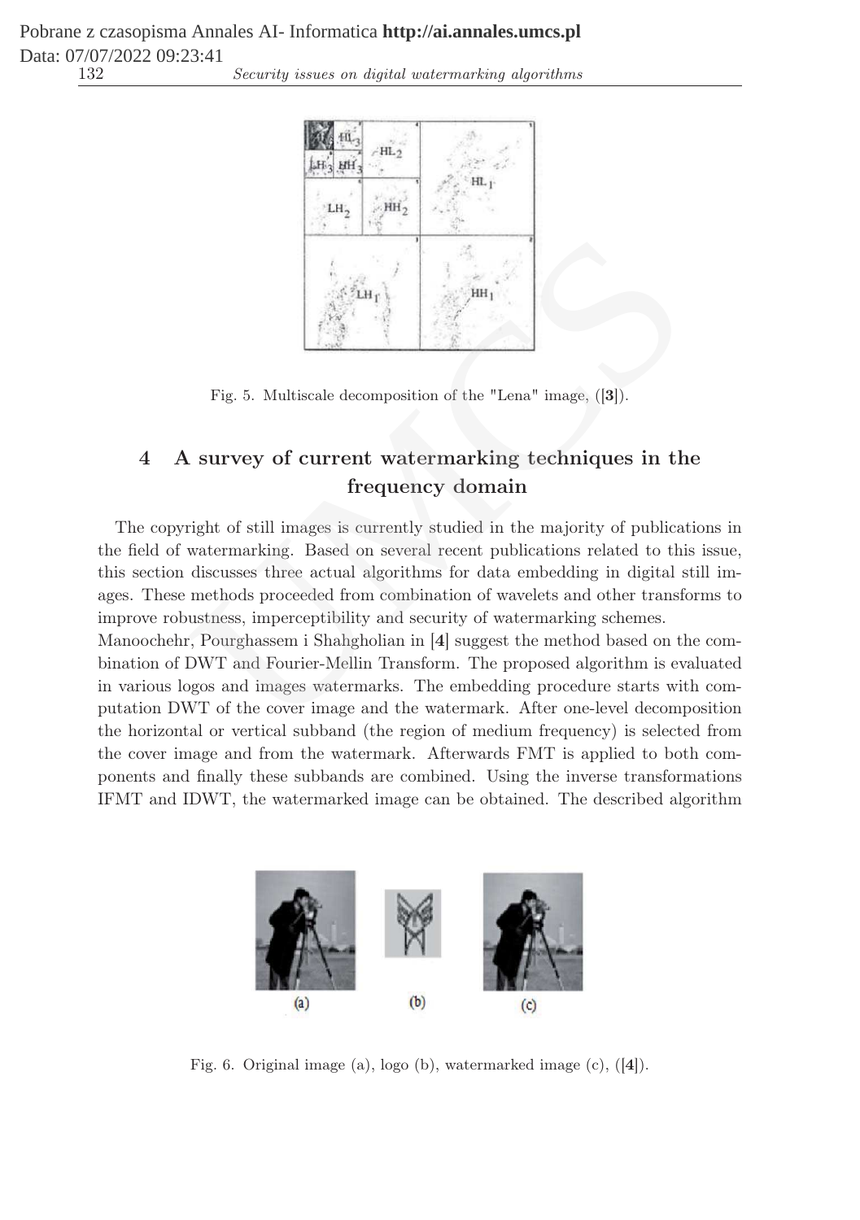Fig. 5. Multiscale decomposition of the "Lena" image, ([**3**]).

## 4 A survey of current watermarking techniques in the frequency domain

The copyright of still images is currently studied in the majority of publications in the field of watermarking. Based on several recent publications related to this issue, this section discusses three actual algorithms for data embedding in digital still images. These methods proceeded from combination of wavelets and other transforms to improve robustness, imperceptibility and security of watermarking schemes.

Manoochehr, Pourghassem i Shahgholian in [**4**] suggest the method based on the combination of DWT and Fourier-Mellin Transform. The proposed algorithm is evaluated in various logos and images watermarks. The embedding procedure starts with computation DWT of the cover image and the watermark. After one-level decomposition the horizontal or vertical subband (the region of medium frequency) is selected from the cover image and from the watermark. Afterwards FMT is applied to both components and finally these subbands are combined. Using the inverse transformations IFMT and IDWT, the watermarked image can be obtained. The described algorithm

Fig. 6. Original image (a), logo (b), watermarked image (c), ([**4**]).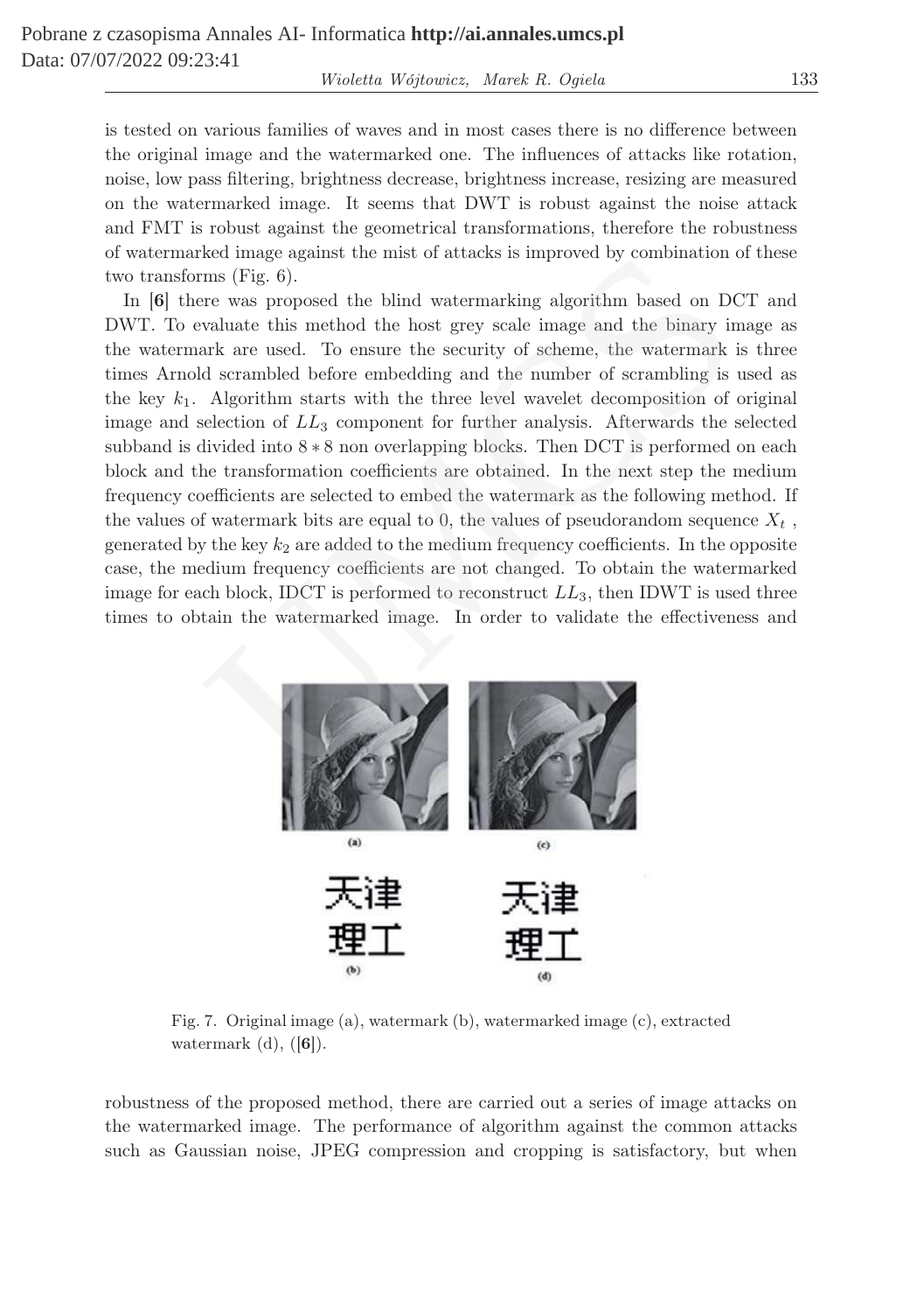is tested on various families of waves and in most cases there is no difference between the original image and the watermarked one. The influences of attacks like rotation, noise, low pass filtering, brightness decrease, brightness increase, resizing are measured on the watermarked image. It seems that DWT is robust against the noise attack and FMT is robust against the geometrical transformations, therefore the robustness of watermarked image against the mist of attacks is improved by combination of these two transforms (Fig. 6).

In [**6**] there was proposed the blind watermarking algorithm based on DCT and DWT. To evaluate this method the host grey scale image and the binary image as the watermark are used. To ensure the security of scheme, the watermark is three times Arnold scrambled before embedding and the number of scrambling is used as the key $k_1$. Algorithm starts with the three level wavelet decomposition of original image and selection of $LL_3$ component for further analysis. Afterwards the selected subband is divided into $8 * 8$ non overlapping blocks. Then DCT is performed on each block and the transformation coefficients are obtained. In the next step the medium frequency coefficients are selected to embed the watermark as the following method. If the values of watermark bits are equal to 0, the values of pseudorandom sequence $X_t$, generated by the key $k_2$ are added to the medium frequency coefficients. In the opposite case, the medium frequency coefficients are not changed. To obtain the watermarked image for each block, IDCT is performed to reconstruct $LL_3$, then IDWT is used three times to obtain the watermarked image. In order to validate the effectiveness and robustness of the proposed method, there are carried out a series of image attacks on the watermarked image. The performance of algorithm against the common attacks such as Gaussian noise, JPEG compression and cropping is satisfactory, but when

(a) (c)

天津理工 天津理工

(b) (d)

Fig. 7. Original image (a), watermark (b), watermarked image (c), extracted watermark (d), ([**6**]).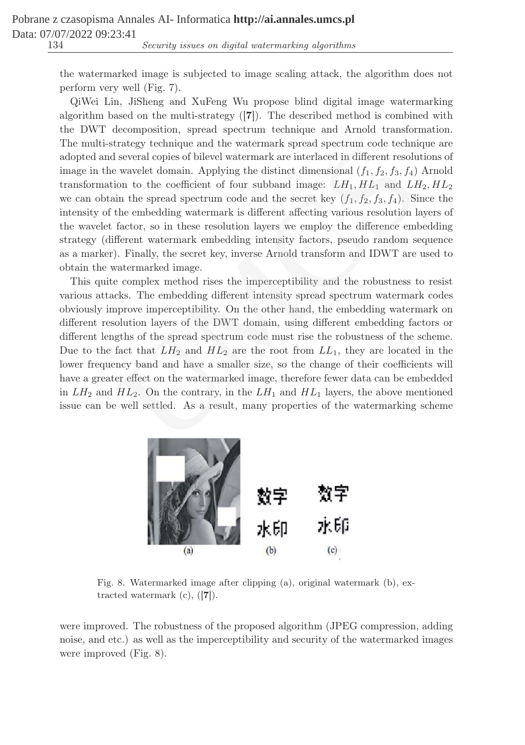the watermarked image is subjected to image scaling attack, the algorithm does not perform very well (Fig. 7).

QiWei Lin, JiSheng and XuFeng Wu propose blind digital image watermarking algorithm based on the multi-strategy ([**7**]). The described method is combined with the DWT decomposition, spread spectrum technique and Arnold transformation. The multi-strategy technique and the watermark spread spectrum code technique are adopted and several copies of bilevel watermark are interlaced in different resolutions of image in the wavelet domain. Applying the distinct dimensional $(f_1, f_2, f_3, f_4)$ Arnold transformation to the coefficient of four subband image: $LH_1, HL_1$ and $LH_2, HL_2$ we can obtain the spread spectrum code and the secret key $(f_1, f_2, f_3, f_4)$. Since the intensity of the embedding watermark is different affecting various resolution layers of the wavelet factor, so in these resolution layers we employ the difference embedding strategy (different watermark embedding intensity factors, pseudo random sequence as a marker). Finally, the secret key, inverse Arnold transform and IDWT are used to obtain the watermarked image.

This quite complex method rises the imperceptibility and the robustness to resist various attacks. The embedding different intensity spread spectrum watermark codes obviously improve imperceptibility. On the other hand, the embedding watermark on different resolution layers of the DWT domain, using different embedding factors or different lengths of the spread spectrum code must rise the robustness of the scheme. Due to the fact that $LH_2$ and $HL_2$ are the root from $LL_1$, they are located in the lower frequency band and have a smaller size, so the change of their coefficients will have a greater effect on the watermarked image, therefore fewer data can be embedded in $LH_2$ and $HL_2$. On the contrary, in the $LH_1$ and $HL_1$ layers, the above mentioned issue can be well settled. As a result, many properties of the watermarking scheme were improved. The robustness of the proposed algorithm (JPEG compression, adding noise, and etc.) as well as the imperceptibility and security of the watermarked images were improved (Fig. 8).

(a) (b) (c)

Fig. 8. Watermarked image after clipping (a), original watermark (b), extracted watermark (c), ([**7**]).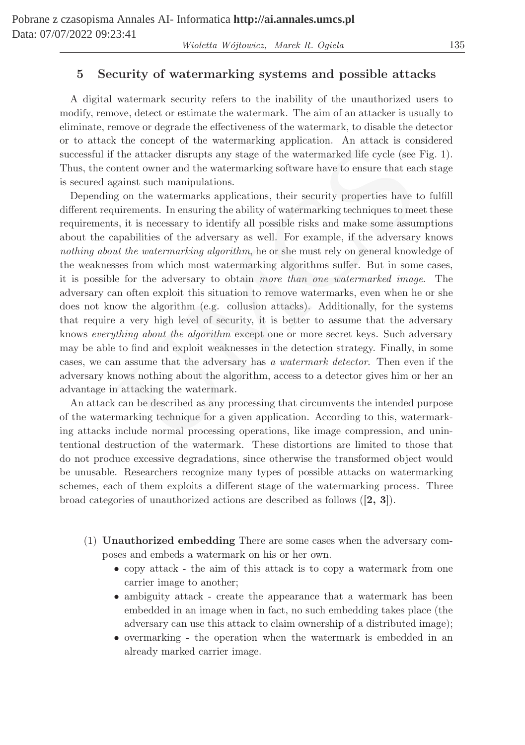## 5 Security of watermarking systems and possible attacks

A digital watermark security refers to the inability of the unauthorized users to modify, remove, detect or estimate the watermark. The aim of an attacker is usually to eliminate, remove or degrade the effectiveness of the watermark, to disable the detector or to attack the concept of the watermarking application. An attack is considered successful if the attacker disrupts any stage of the watermarked life cycle (see Fig. 1). Thus, the content owner and the watermarking software have to ensure that each stage is secured against such manipulations.

Depending on the watermarks applications, their security properties have to fulfill different requirements. In ensuring the ability of watermarking techniques to meet these requirements, it is necessary to identify all possible risks and make some assumptions about the capabilities of the adversary as well. For example, if the adversary knows *nothing about the watermarking algorithm*, he or she must rely on general knowledge of the weaknesses from which most watermarking algorithms suffer. But in some cases, it is possible for the adversary to obtain *more than one watermarked image*. The adversary can often exploit this situation to remove watermarks, even when he or she does not know the algorithm (e.g. collusion attacks). Additionally, for the systems that require a very high level of security, it is better to assume that the adversary knows *everything about the algorithm* except one or more secret keys. Such adversary may be able to find and exploit weaknesses in the detection strategy. Finally, in some cases, we can assume that the adversary has *a watermark detector*. Then even if the adversary knows nothing about the algorithm, access to a detector gives him or her an advantage in attacking the watermark.

An attack can be described as any processing that circumvents the intended purpose of the watermarking technique for a given application. According to this, watermarking attacks include normal processing operations, like image compression, and unintentional destruction of the watermark. These distortions are limited to those that do not produce excessive degradations, since otherwise the transformed object would be unusable. Researchers recognize many types of possible attacks on watermarking schemes, each of them exploits a different stage of the watermarking process. Three broad categories of unauthorized actions are described as follows (**[2, 3]**).

(1) **Unauthorized embedding** There are some cases when the adversary composes and embeds a watermark on his or her own.
- copy attack - the aim of this attack is to copy a watermark from one carrier image to another;
- ambiguity attack - create the appearance that a watermark has been embedded in an image when in fact, no such embedding takes place (the adversary can use this attack to claim ownership of a distributed image);
- overmarking - the operation when the watermark is embedded in an already marked carrier image.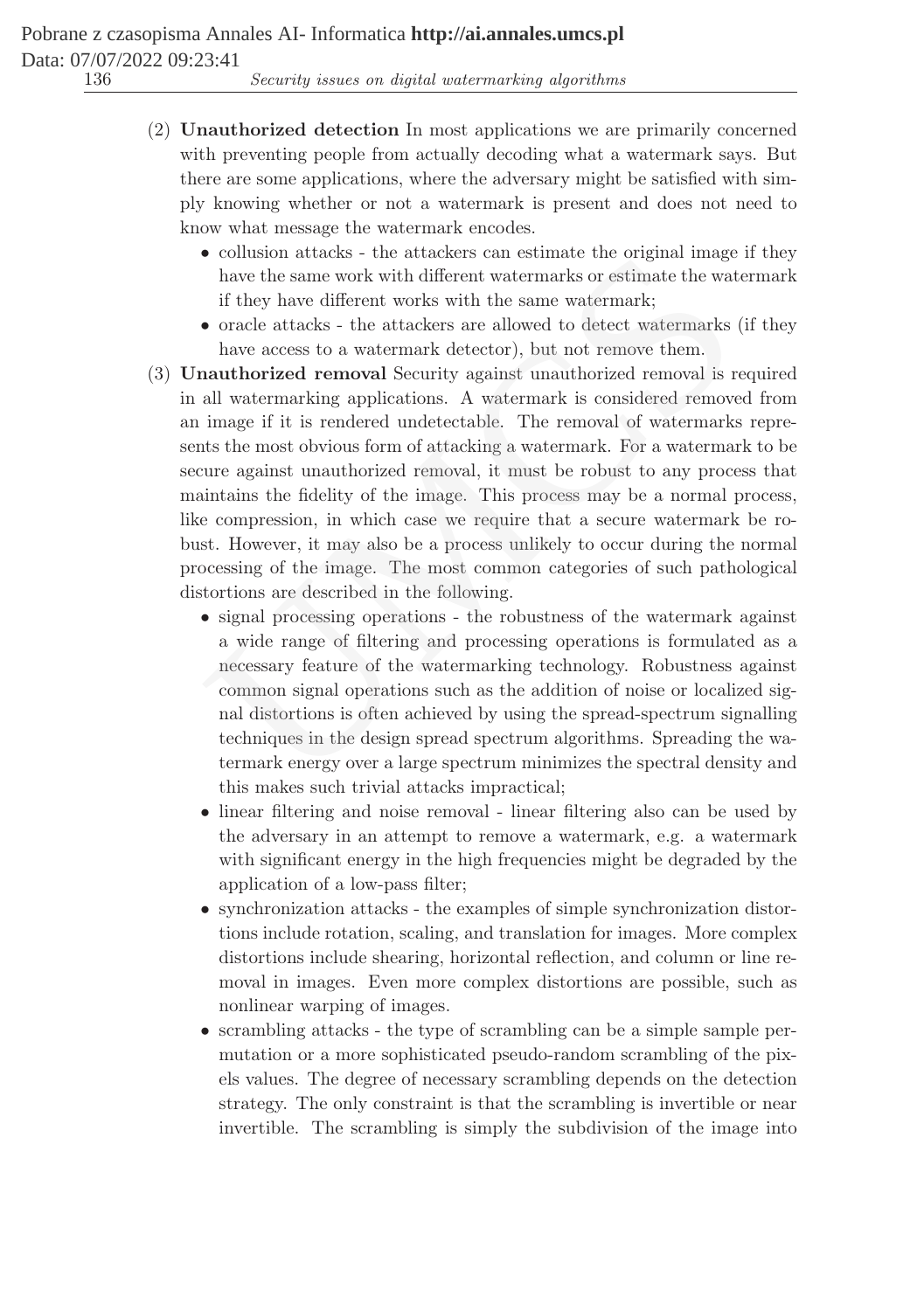(2) **Unauthorized detection** In most applications we are primarily concerned with preventing people from actually decoding what a watermark says. But there are some applications, where the adversary might be satisfied with simply knowing whether or not a watermark is present and does not need to know what message the watermark encodes.

- collusion attacks - the attackers can estimate the original image if they have the same work with different watermarks or estimate the watermark if they have different works with the same watermark;
- oracle attacks - the attackers are allowed to detect watermarks (if they have access to a watermark detector), but not remove them.

(3) **Unauthorized removal** Security against unauthorized removal is required in all watermarking applications. A watermark is considered removed from an image if it is rendered undetectable. The removal of watermarks represents the most obvious form of attacking a watermark. For a watermark to be secure against unauthorized removal, it must be robust to any process that maintains the fidelity of the image. This process may be a normal process, like compression, in which case we require that a secure watermark be robust. However, it may also be a process unlikely to occur during the normal processing of the image. The most common categories of such pathological distortions are described in the following.

- signal processing operations - the robustness of the watermark against a wide range of filtering and processing operations is formulated as a necessary feature of the watermarking technology. Robustness against common signal operations such as the addition of noise or localized signal distortions is often achieved by using the spread-spectrum signalling techniques in the design spread spectrum algorithms. Spreading the watermark energy over a large spectrum minimizes the spectral density and this makes such trivial attacks impractical;
- linear filtering and noise removal - linear filtering also can be used by the adversary in an attempt to remove a watermark, e.g. a watermark with significant energy in the high frequencies might be degraded by the application of a low-pass filter;
- synchronization attacks - the examples of simple synchronization distortions include rotation, scaling, and translation for images. More complex distortions include shearing, horizontal reflection, and column or line removal in images. Even more complex distortions are possible, such as nonlinear warping of images.
- scrambling attacks - the type of scrambling can be a simple sample permutation or a more sophisticated pseudo-random scrambling of the pixels values. The degree of necessary scrambling depends on the detection strategy. The only constraint is that the scrambling is invertible or near invertible. The scrambling is simply the subdivision of the image into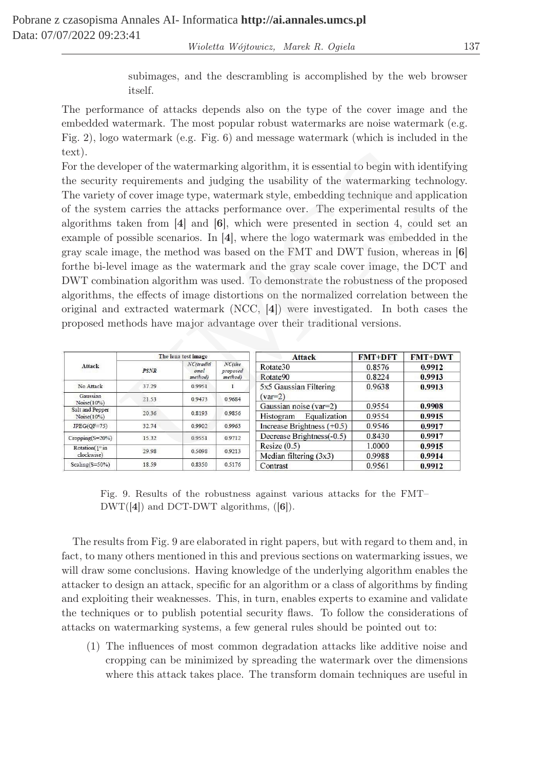subimages, and the descrambling is accomplished by the web browser itself.

The performance of attacks depends also on the type of the cover image and the embedded watermark. The most popular robust watermarks are noise watermark (e.g. Fig. 2), logo watermark (e.g. Fig. 6) and message watermark (which is included in the text).

For the developer of the watermarking algorithm, it is essential to begin with identifying the security requirements and judging the usability of the watermarking technology. The variety of cover image type, watermark style, embedding technique and application of the system carries the attacks performance over. The experimental results of the algorithms taken from [**4**] and [**6**], which were presented in section 4, could set an example of possible scenarios. In [**4**], where the logo watermark was embedded in the gray scale image, the method was based on the FMT and DWT fusion, whereas in [**6**] forthe bi-level image as the watermark and the gray scale cover image, the DCT and DWT combination algorithm was used. To demonstrate the robustness of the proposed algorithms, the effects of image distortions on the normalized correlation between the original and extracted watermark (NCC, [**4**]) were investigated. In both cases the proposed methods have major advantage over their traditional versions.

| Attack | The lena test image | | |
|---|---|---|---|
| | PSNR | NC(traditional method) | NC(the proposed method) |
| No Attack | 37.29 | 0.9951 | 1 |
| Gaussian Noise(10%) | 21.53 | 0.9473 | 0.9684 |
| Salt and Pepper Noise(10%) | 20.36 | 0.8193 | 0.9856 |
| JPEG(QF=75) | 32.74 | 0.9902 | 0.9963 |
| Cropping(S=20%) | 15.32 | 0.9551 | 0.9712 |
| Rotation(1° in clockwise) | 29.98 | 0.5098 | 0.9213 |
| Scaling(S=50%) | 18.59 | 0.8350 | 0.5176 |

| Attack | FMT+DFT | FMT+DWT |
|---|---|---|
| Rotate30 | 0.8576 | **0.9912** |
| Rotate90 | 0.8224 | **0.9913** |
| 5x5 Gaussian Filtering (var=2) | 0.9638 | **0.9913** |
| Gaussian noise (var=2) | 0.9554 | **0.9908** |
| Histogram Equalization | 0.9554 | **0.9915** |
| Increase Brightness (+0.5) | 0.9546 | **0.9917** |
| Decrease Brightness(-0.5) | 0.8430 | **0.9917** |
| Resize (0.5) | 1.0000 | **0.9915** |
| Median filtering (3x3) | 0.9988 | **0.9914** |
| Contrast | 0.9561 | **0.9912** |

Fig. 9. Results of the robustness against various attacks for the FMT–DWT([**4**]) and DCT-DWT algorithms, ([**6**]).

The results from Fig. 9 are elaborated in right papers, but with regard to them and, in fact, to many others mentioned in this and previous sections on watermarking issues, we will draw some conclusions. Having knowledge of the underlying algorithm enables the attacker to design an attack, specific for an algorithm or a class of algorithms by finding and exploiting their weaknesses. This, in turn, enables experts to examine and validate the techniques or to publish potential security flaws. To follow the considerations of attacks on watermarking systems, a few general rules should be pointed out to:

(1) The influences of most common degradation attacks like additive noise and cropping can be minimized by spreading the watermark over the dimensions where this attack takes place. The transform domain techniques are useful in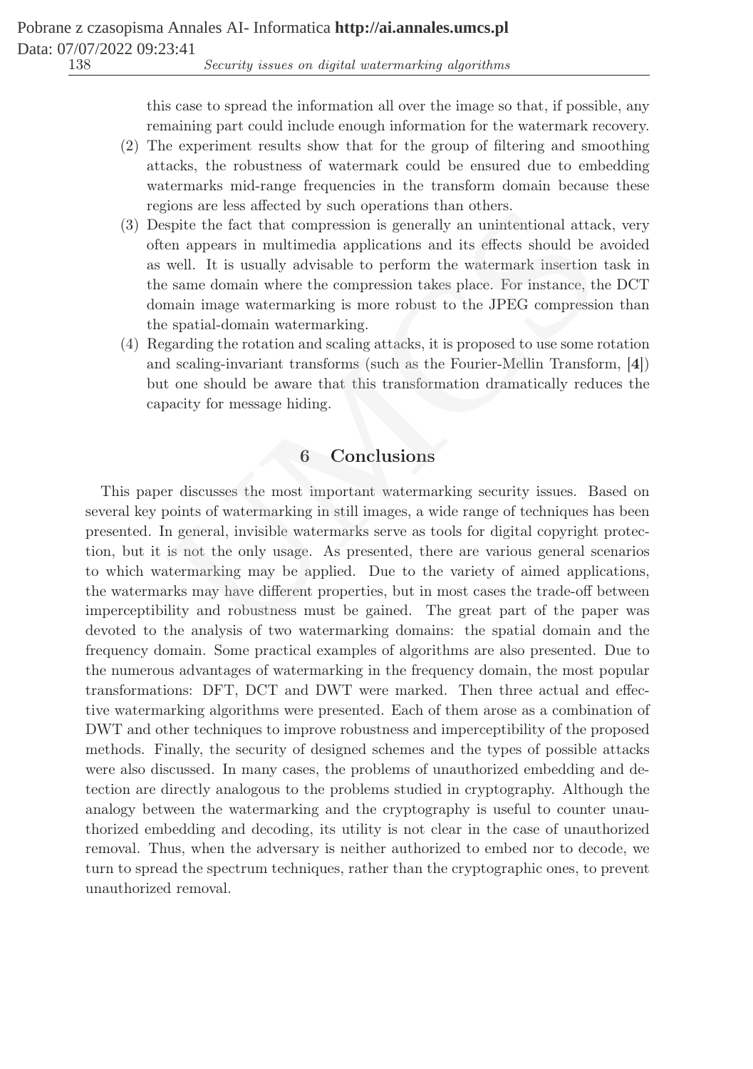this case to spread the information all over the image so that, if possible, any remaining part could include enough information for the watermark recovery.

(2) The experiment results show that for the group of filtering and smoothing attacks, the robustness of watermark could be ensured due to embedding watermarks mid-range frequencies in the transform domain because these regions are less affected by such operations than others.

(3) Despite the fact that compression is generally an unintentional attack, very often appears in multimedia applications and its effects should be avoided as well. It is usually advisable to perform the watermark insertion task in the same domain where the compression takes place. For instance, the DCT domain image watermarking is more robust to the JPEG compression than the spatial-domain watermarking.

(4) Regarding the rotation and scaling attacks, it is proposed to use some rotation and scaling-invariant transforms (such as the Fourier-Mellin Transform, [**4**]) but one should be aware that this transformation dramatically reduces the capacity for message hiding.

## 6 Conclusions

This paper discusses the most important watermarking security issues. Based on several key points of watermarking in still images, a wide range of techniques has been presented. In general, invisible watermarks serve as tools for digital copyright protection, but it is not the only usage. As presented, there are various general scenarios to which watermarking may be applied. Due to the variety of aimed applications, the watermarks may have different properties, but in most cases the trade-off between imperceptibility and robustness must be gained. The great part of the paper was devoted to the analysis of two watermarking domains: the spatial domain and the frequency domain. Some practical examples of algorithms are also presented. Due to the numerous advantages of watermarking in the frequency domain, the most popular transformations: DFT, DCT and DWT were marked. Then three actual and effective watermarking algorithms were presented. Each of them arose as a combination of DWT and other techniques to improve robustness and imperceptibility of the proposed methods. Finally, the security of designed schemes and the types of possible attacks were also discussed. In many cases, the problems of unauthorized embedding and detection are directly analogous to the problems studied in cryptography. Although the analogy between the watermarking and the cryptography is useful to counter unauthorized embedding and decoding, its utility is not clear in the case of unauthorized removal. Thus, when the adversary is neither authorized to embed nor to decode, we turn to spread the spectrum techniques, rather than the cryptographic ones, to prevent unauthorized removal.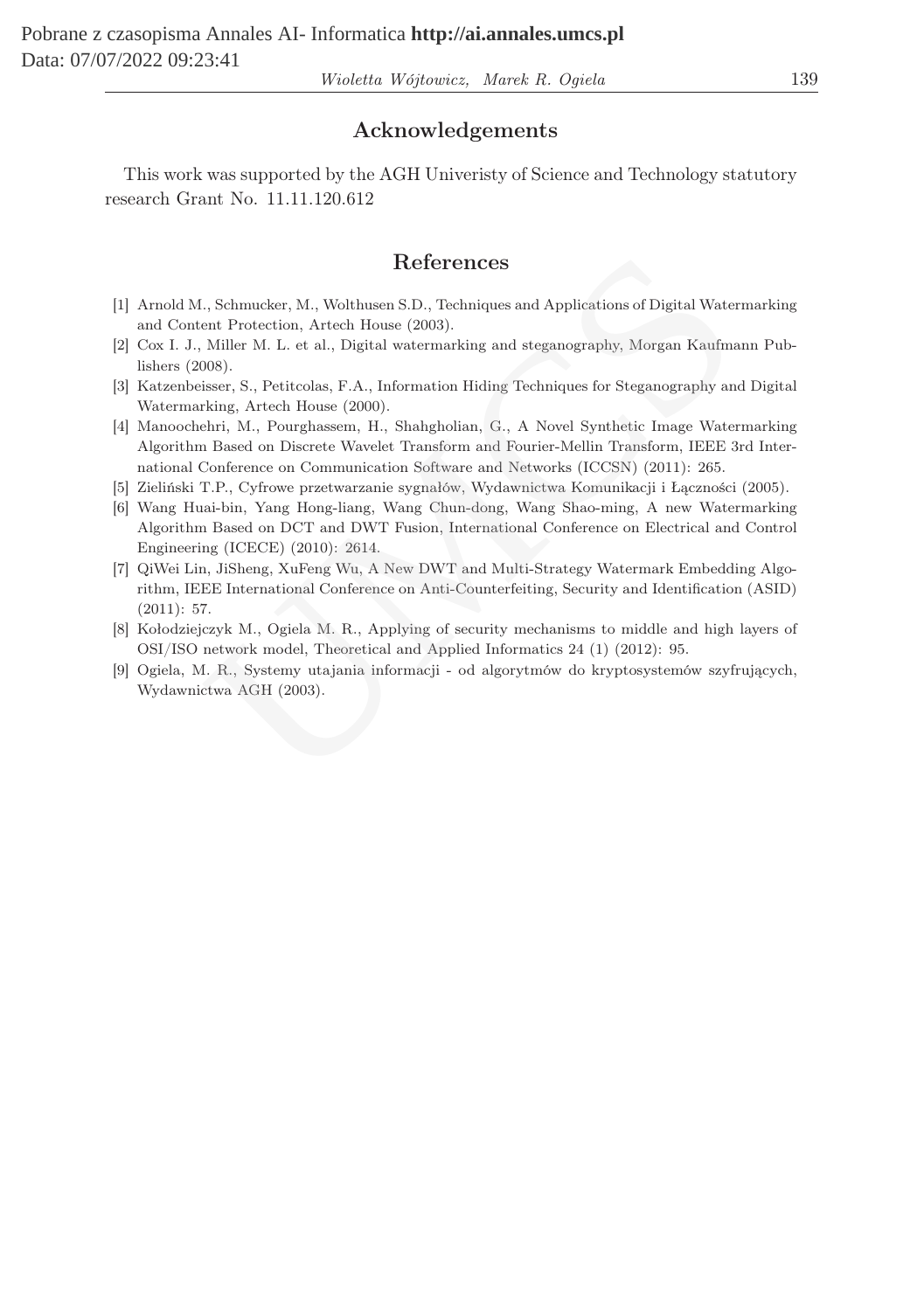## Acknowledgements

This work was supported by the AGH Univeristy of Science and Technology statutory research Grant No. 11.11.120.612

## References

[1] Arnold M., Schmucker, M., Wolthusen S.D., Techniques and Applications of Digital Watermarking and Content Protection, Artech House (2003).

[2] Cox I. J., Miller M. L. et al., Digital watermarking and steganography, Morgan Kaufmann Publishers (2008).

[3] Katzenbeisser, S., Petitcolas, F.A., Information Hiding Techniques for Steganography and Digital Watermarking, Artech House (2000).

[4] Manoochehri, M., Pourghassem, H., Shahgholian, G., A Novel Synthetic Image Watermarking Algorithm Based on Discrete Wavelet Transform and Fourier-Mellin Transform, IEEE 3rd International Conference on Communication Software and Networks (ICCSN) (2011): 265.

[5] Zieliński T.P., Cyfrowe przetwarzanie sygnałów, Wydawnictwa Komunikacji i Łączności (2005).

[6] Wang Huai-bin, Yang Hong-liang, Wang Chun-dong, Wang Shao-ming, A new Watermarking Algorithm Based on DCT and DWT Fusion, International Conference on Electrical and Control Engineering (ICECE) (2010): 2614.

[7] QiWei Lin, JiSheng, XuFeng Wu, A New DWT and Multi-Strategy Watermark Embedding Algorithm, IEEE International Conference on Anti-Counterfeiting, Security and Identification (ASID) (2011): 57.

[8] Kołodziejczyk M., Ogiela M. R., Applying of security mechanisms to middle and high layers of OSI/ISO network model, Theoretical and Applied Informatics 24 (1) (2012): 95.

[9] Ogiela, M. R., Systemy utajania informacji - od algorytmów do kryptosystemów szyfrujących, Wydawnictwa AGH (2003).